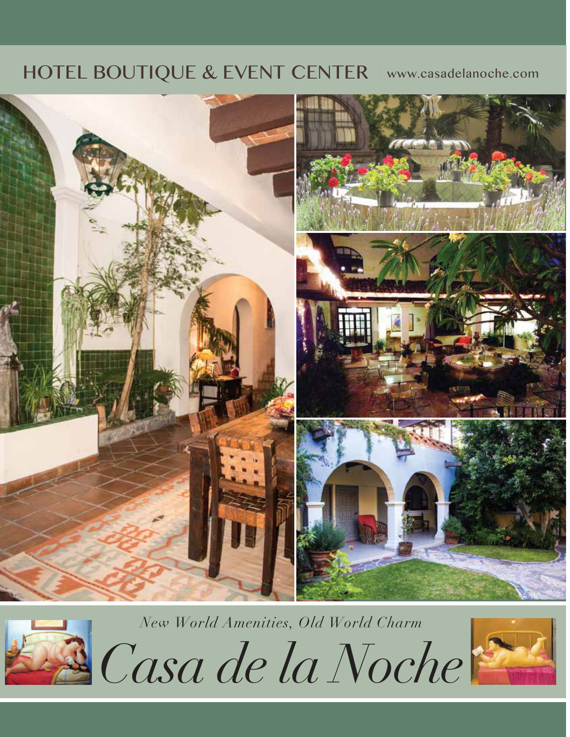HOTEL BOUTIQUE & EVENT CENTER www.casadelanoche.com

*New World Amenities, Old World Charm*

# *Casa de la Noche*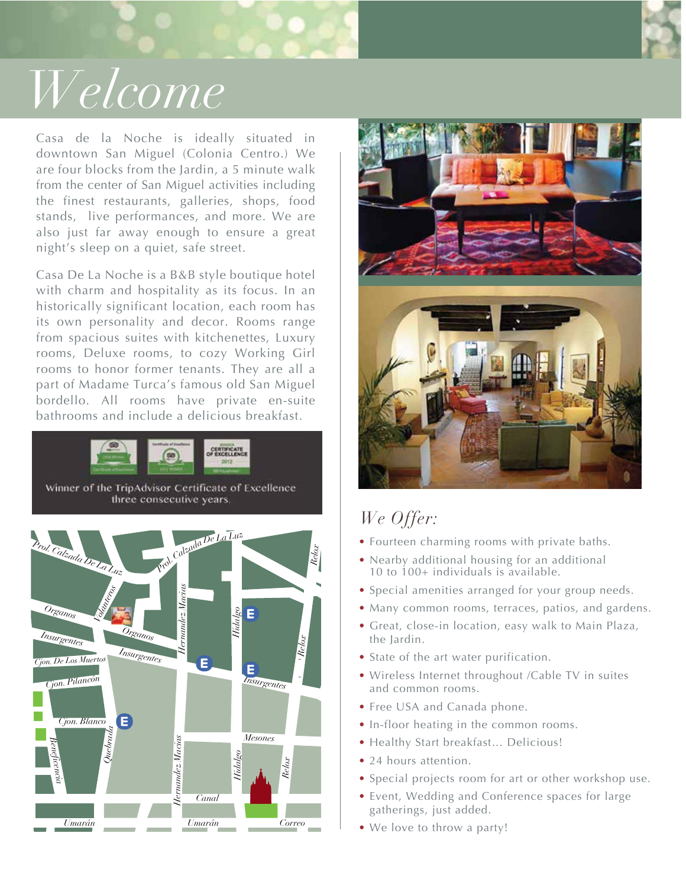# Welcome

Casa de la Noche is ideally situated in downtown San Miguel (Colonia Centro.) We are four blocks from the Jardin, a 5 minute walk from the center of San Miguel activities including the finest restaurants, galleries, shops, food stands, live performances, and more. We are also just far away enough to ensure a great night's sleep on a quiet, safe street.

Casa De La Noche is a B&B style boutique hotel with charm and hospitality as its focus. In an historically significant location, each room has its own personality and decor. Rooms range from spacious suites with kitchenettes, Luxury rooms, Deluxe rooms, to cozy Working Girl rooms to honor former tenants. They are all a part of Madame Turca's famous old San Miguel bordello. All rooms have private en-suite bathrooms and include a delicious breakfast.

Winner of the TripAdvisor Certificate of Excellence three consecutive years.

## We Offer:

- Fourteen charming rooms with private baths.
- Nearby additional housing for an additional 10 to 100+ individuals is available.
- Special amenities arranged for your group needs.
- Many common rooms, terraces, patios, and gardens.
- Great, close-in location, easy walk to Main Plaza, the Jardin.
- State of the art water purification.
- Wireless Internet throughout /Cable TV in suites and common rooms.
- Free USA and Canada phone.
- In-floor heating in the common rooms.
- Healthy Start breakfast... Delicious!
- 24 hours attention.
- Special projects room for art or other workshop use.
- Event, Wedding and Conference spaces for large gatherings, just added.
- We love to throw a party!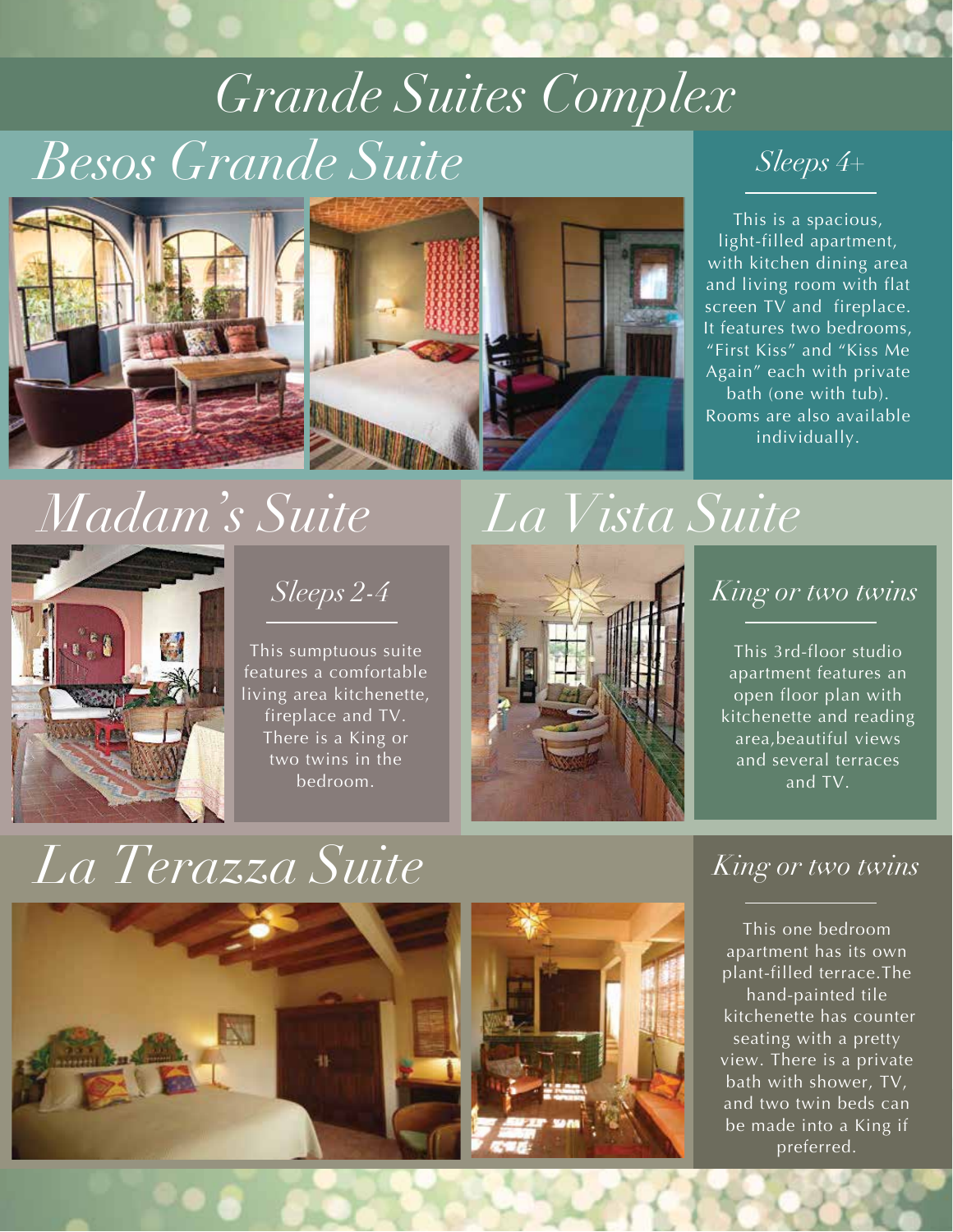# Grande Suites Complex

## Besos Grande Suite

*Sleeps 4+*

This is a spacious, light-filled apartment, with kitchen dining area and living room with flat screen TV and fireplace. It features two bedrooms, "First Kiss" and "Kiss Me Again" each with private bath (one with tub). Rooms are also available individually.

## Madam's Suite

*Sleeps 2-4*

This sumptuous suite features a comfortable living area kitchenette, fireplace and TV. There is a King or two twins in the bedroom.

## La Vista Suite

*King or two twins*

This 3rd-floor studio apartment features an open floor plan with kitchenette and reading area,beautiful views and several terraces and TV.

## La Terazza Suite

*King or two twins*

This one bedroom apartment has its own plant-filled terrace.The hand-painted tile kitchenette has counter seating with a pretty view. There is a private bath with shower, TV, and two twin beds can be made into a King if preferred.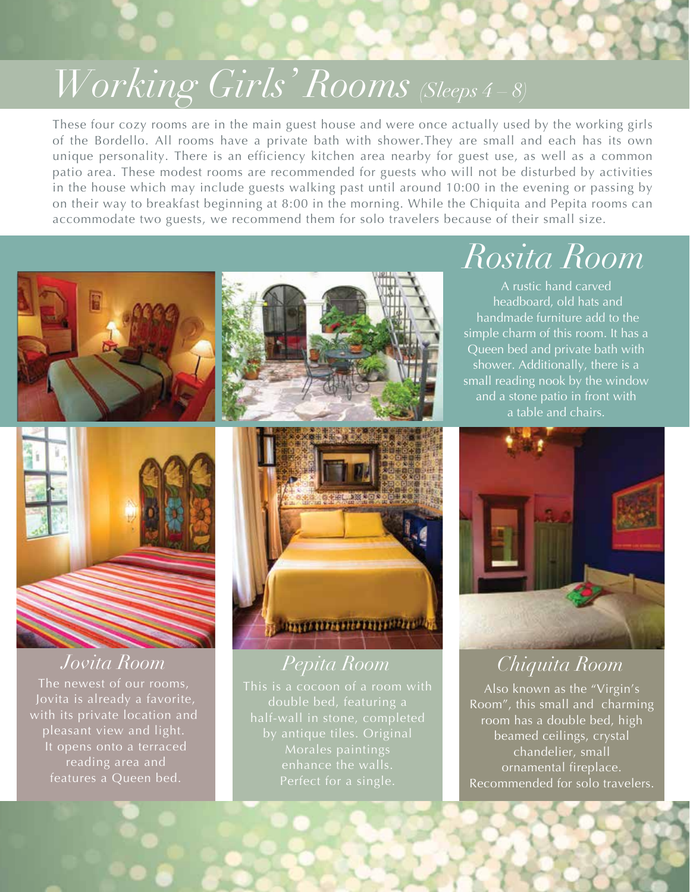# *Working Girls' Rooms* *(Sleeps 4 – 8)*

These four cozy rooms are in the main guest house and were once actually used by the working girls of the Bordello. All rooms have a private bath with shower.They are small and each has its own unique personality. There is an efficiency kitchen area nearby for guest use, as well as a common patio area. These modest rooms are recommended for guests who will not be disturbed by activities in the house which may include guests walking past until around 10:00 in the evening or passing by on their way to breakfast beginning at 8:00 in the morning. While the Chiquita and Pepita rooms can accommodate two guests, we recommend them for solo travelers because of their small size.

## *Rosita Room*

A rustic hand carved headboard, old hats and handmade furniture add to the simple charm of this room. It has a Queen bed and private bath with shower. Additionally, there is a small reading nook by the window and a stone patio in front with a table and chairs.

## *Jovita Room*

The newest of our rooms, Jovita is already a favorite, with its private location and pleasant view and light. It opens onto a terraced reading area and features a Queen bed.

## *Pepita Room*

This is a cocoon of a room with double bed, featuring a half-wall in stone, completed by antique tiles. Original Morales paintings enhance the walls. Perfect for a single.

## *Chiquita Room*

Also known as the "Virgin's Room", this small and charming room has a double bed, high beamed ceilings, crystal chandelier, small ornamental fireplace. Recommended for solo travelers.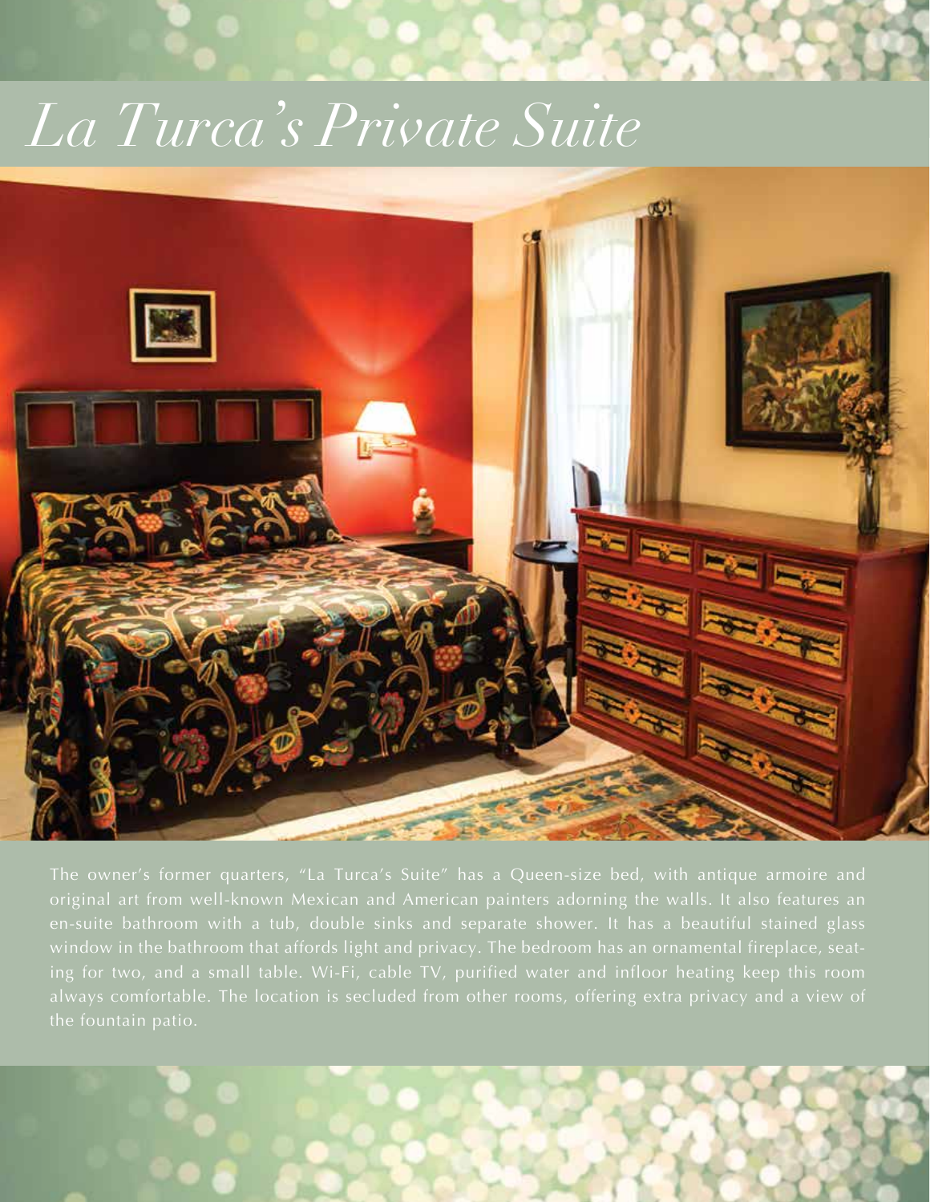# *La Turca's Private Suite*

The owner's former quarters, "La Turca's Suite" has a Queen-size bed, with antique armoire and original art from well-known Mexican and American painters adorning the walls. It also features an en-suite bathroom with a tub, double sinks and separate shower. It has a beautiful stained glass window in the bathroom that affords light and privacy. The bedroom has an ornamental fireplace, seating for two, and a small table. Wi-Fi, cable TV, purified water and infloor heating keep this room always comfortable. The location is secluded from other rooms, offering extra privacy and a view of the fountain patio.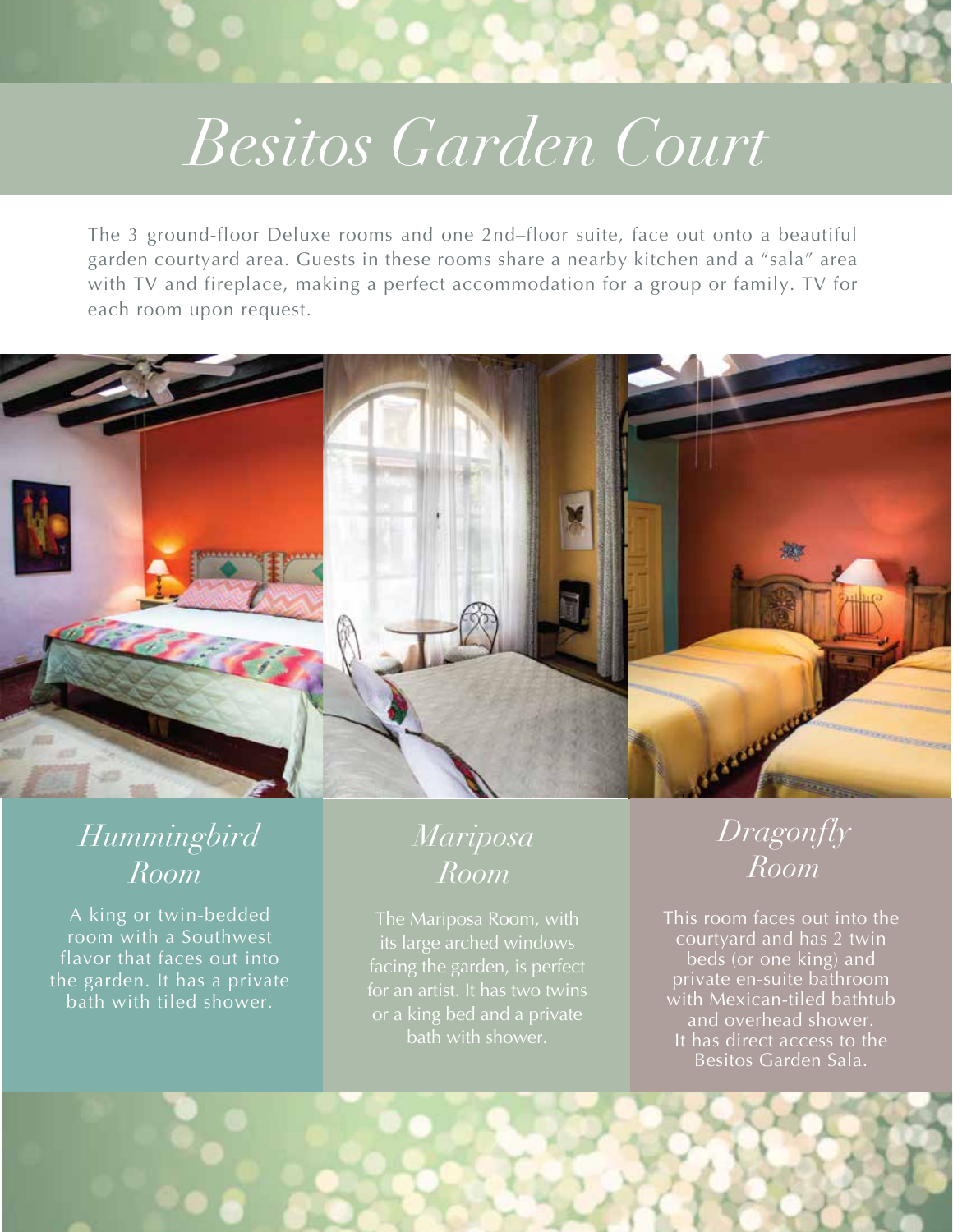# *Besitos Garden Court*

The 3 ground-floor Deluxe rooms and one 2nd–floor suite, face out onto a beautiful garden courtyard area. Guests in these rooms share a nearby kitchen and a "sala" area with TV and fireplace, making a perfect accommodation for a group or family. TV for each room upon request.

## *Hummingbird Room*

A king or twin-bedded room with a Southwest flavor that faces out into the garden. It has a private bath with tiled shower.

## *Mariposa Room*

The Mariposa Room, with its large arched windows facing the garden, is perfect for an artist. It has two twins or a king bed and a private bath with shower.

## *Dragonfly Room*

This room faces out into the courtyard and has 2 twin beds (or one king) and private en-suite bathroom with Mexican-tiled bathtub and overhead shower. It has direct access to the Besitos Garden Sala.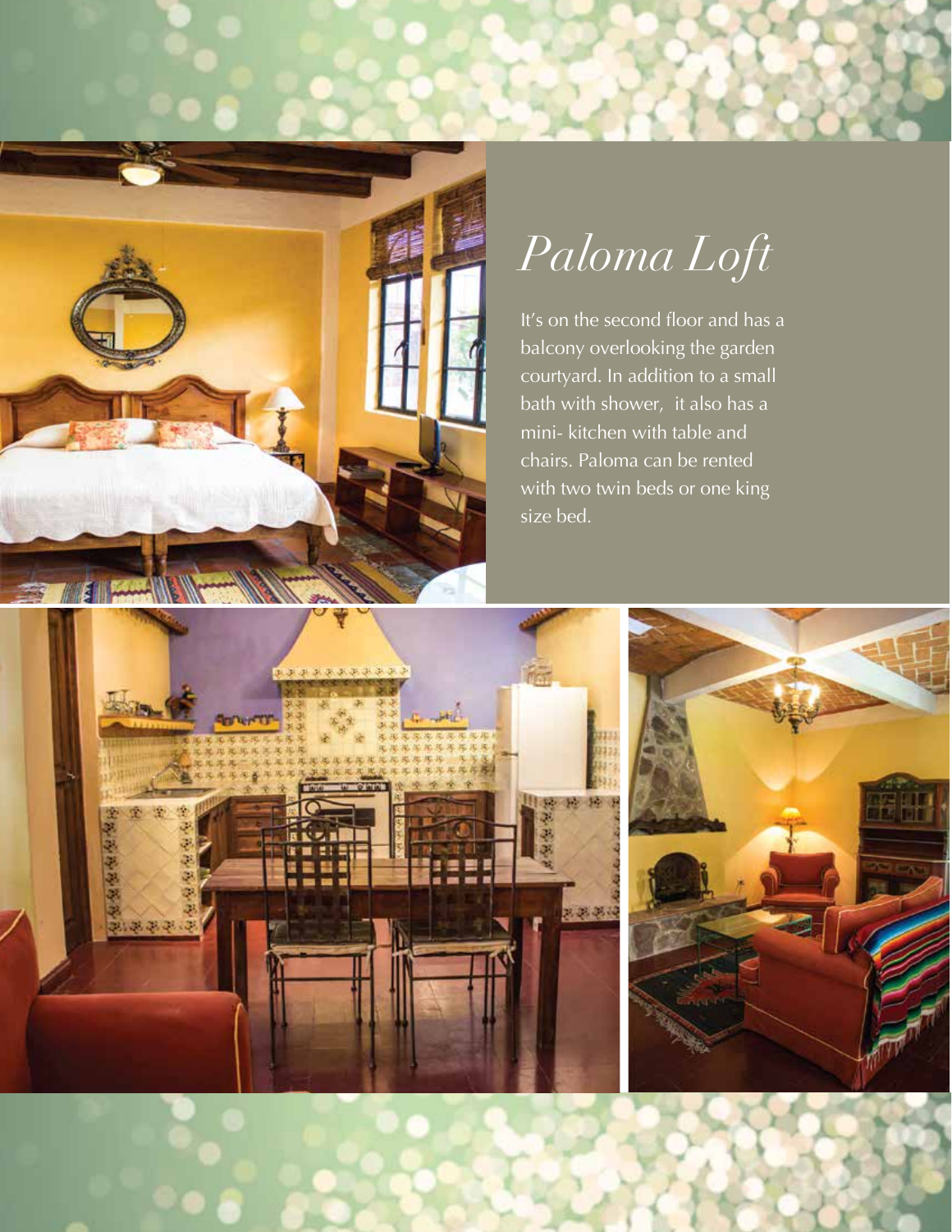# *Paloma Loft*

It's on the second floor and has a balcony overlooking the garden courtyard. In addition to a small bath with shower, it also has a mini- kitchen with table and chairs. Paloma can be rented with two twin beds or one king size bed.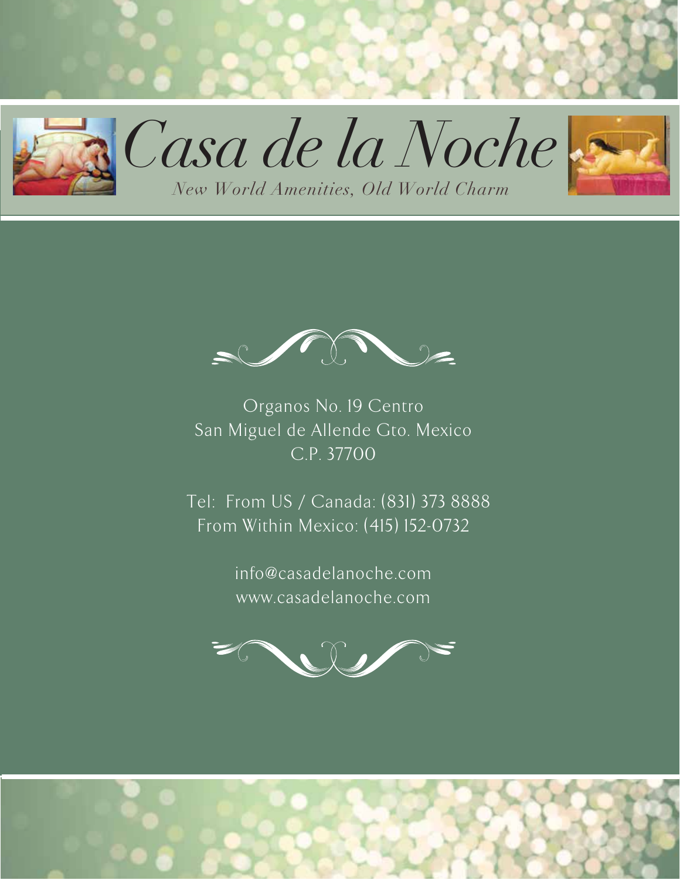# *Casa de la Noche*

*New World Amenities, Old World Charm*

Organos No. 19 Centro
San Miguel de Allende Gto. Mexico
C.P. 37700

Tel: From US / Canada: (831) 373 8888
From Within Mexico: (415) 152-0732

info@casadelanoche.com
www.casadelanoche.com